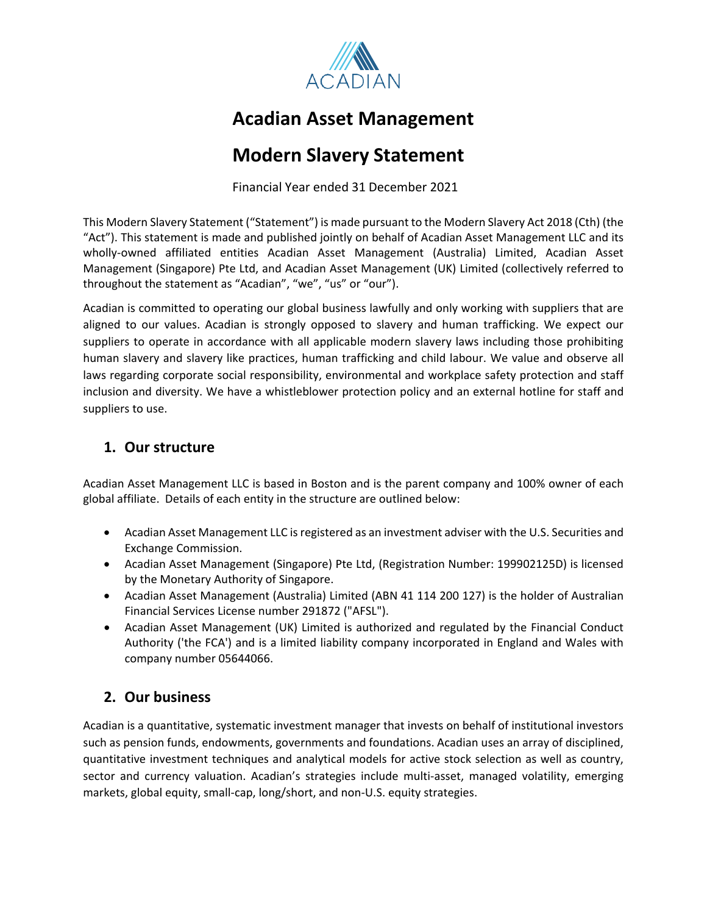ACADIAN

# Acadian Asset Management

# Modern Slavery Statement

Financial Year ended 31 December 2021

This Modern Slavery Statement ("Statement") is made pursuant to the Modern Slavery Act 2018 (Cth) (the "Act"). This statement is made and published jointly on behalf of Acadian Asset Management LLC and its wholly-owned affiliated entities Acadian Asset Management (Australia) Limited, Acadian Asset Management (Singapore) Pte Ltd, and Acadian Asset Management (UK) Limited (collectively referred to throughout the statement as "Acadian", "we", "us" or "our").

Acadian is committed to operating our global business lawfully and only working with suppliers that are aligned to our values. Acadian is strongly opposed to slavery and human trafficking. We expect our suppliers to operate in accordance with all applicable modern slavery laws including those prohibiting human slavery and slavery like practices, human trafficking and child labour. We value and observe all laws regarding corporate social responsibility, environmental and workplace safety protection and staff inclusion and diversity. We have a whistleblower protection policy and an external hotline for staff and suppliers to use.

## 1. Our structure

Acadian Asset Management LLC is based in Boston and is the parent company and 100% owner of each global affiliate. Details of each entity in the structure are outlined below:

- Acadian Asset Management LLC is registered as an investment adviser with the U.S. Securities and Exchange Commission.
- Acadian Asset Management (Singapore) Pte Ltd, (Registration Number: 199902125D) is licensed by the Monetary Authority of Singapore.
- Acadian Asset Management (Australia) Limited (ABN 41 114 200 127) is the holder of Australian Financial Services License number 291872 ("AFSL").
- Acadian Asset Management (UK) Limited is authorized and regulated by the Financial Conduct Authority ('the FCA') and is a limited liability company incorporated in England and Wales with company number 05644066.

## 2. Our business

Acadian is a quantitative, systematic investment manager that invests on behalf of institutional investors such as pension funds, endowments, governments and foundations. Acadian uses an array of disciplined, quantitative investment techniques and analytical models for active stock selection as well as country, sector and currency valuation. Acadian's strategies include multi-asset, managed volatility, emerging markets, global equity, small-cap, long/short, and non-U.S. equity strategies.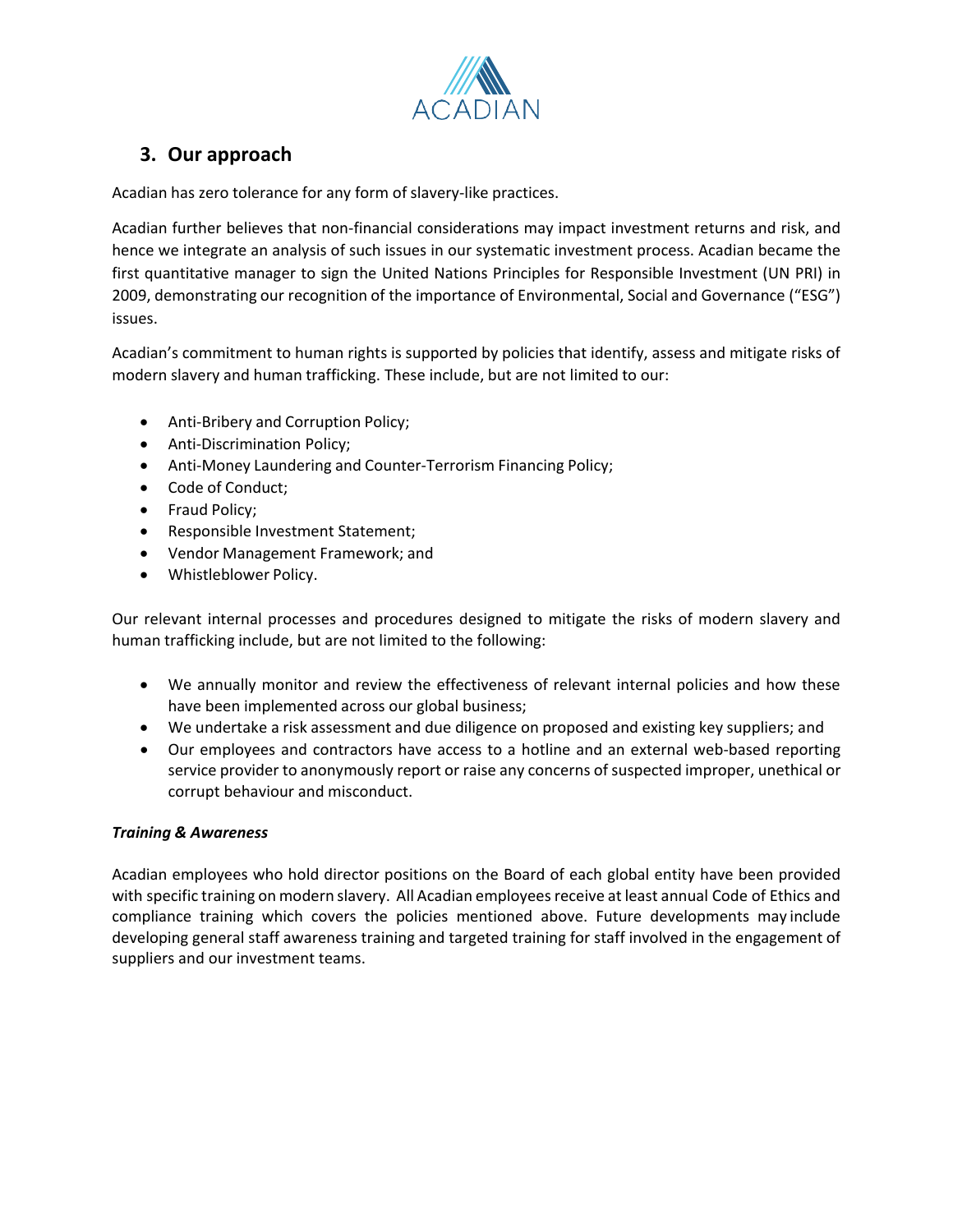## 3. Our approach

Acadian has zero tolerance for any form of slavery-like practices.

Acadian further believes that non-financial considerations may impact investment returns and risk, and hence we integrate an analysis of such issues in our systematic investment process. Acadian became the first quantitative manager to sign the United Nations Principles for Responsible Investment (UN PRI) in 2009, demonstrating our recognition of the importance of Environmental, Social and Governance ("ESG") issues.

Acadian's commitment to human rights is supported by policies that identify, assess and mitigate risks of modern slavery and human trafficking. These include, but are not limited to our:

- Anti-Bribery and Corruption Policy;
- Anti-Discrimination Policy;
- Anti-Money Laundering and Counter-Terrorism Financing Policy;
- Code of Conduct;
- Fraud Policy;
- Responsible Investment Statement;
- Vendor Management Framework; and
- Whistleblower Policy.

Our relevant internal processes and procedures designed to mitigate the risks of modern slavery and human trafficking include, but are not limited to the following:

- We annually monitor and review the effectiveness of relevant internal policies and how these have been implemented across our global business;
- We undertake a risk assessment and due diligence on proposed and existing key suppliers; and
- Our employees and contractors have access to a hotline and an external web-based reporting service provider to anonymously report or raise any concerns of suspected improper, unethical or corrupt behaviour and misconduct.

***Training & Awareness***

Acadian employees who hold director positions on the Board of each global entity have been provided with specific training on modern slavery. All Acadian employees receive at least annual Code of Ethics and compliance training which covers the policies mentioned above. Future developments may include developing general staff awareness training and targeted training for staff involved in the engagement of suppliers and our investment teams.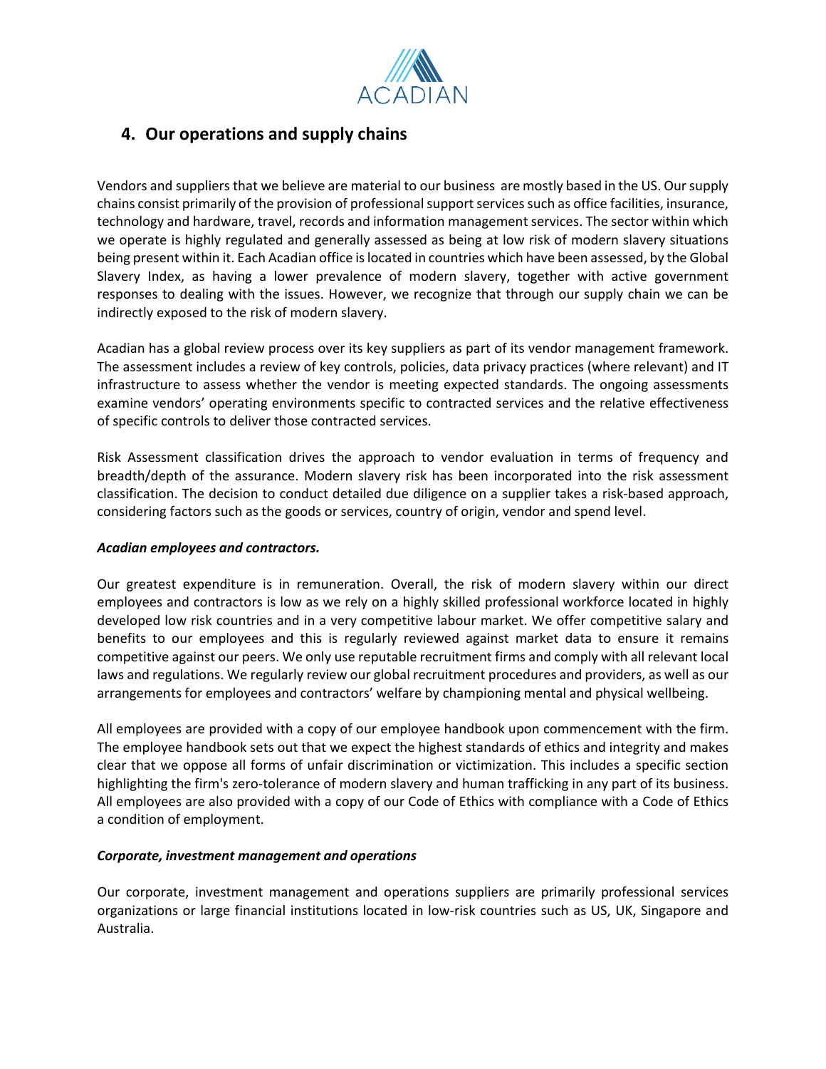## 4. Our operations and supply chains

Vendors and suppliers that we believe are material to our business are mostly based in the US. Our supply chains consist primarily of the provision of professional support services such as office facilities, insurance, technology and hardware, travel, records and information management services. The sector within which we operate is highly regulated and generally assessed as being at low risk of modern slavery situations being present within it. Each Acadian office is located in countries which have been assessed, by the Global Slavery Index, as having a lower prevalence of modern slavery, together with active government responses to dealing with the issues. However, we recognize that through our supply chain we can be indirectly exposed to the risk of modern slavery.

Acadian has a global review process over its key suppliers as part of its vendor management framework. The assessment includes a review of key controls, policies, data privacy practices (where relevant) and IT infrastructure to assess whether the vendor is meeting expected standards. The ongoing assessments examine vendors' operating environments specific to contracted services and the relative effectiveness of specific controls to deliver those contracted services.

Risk Assessment classification drives the approach to vendor evaluation in terms of frequency and breadth/depth of the assurance. Modern slavery risk has been incorporated into the risk assessment classification. The decision to conduct detailed due diligence on a supplier takes a risk-based approach, considering factors such as the goods or services, country of origin, vendor and spend level.

***Acadian employees and contractors.***

Our greatest expenditure is in remuneration. Overall, the risk of modern slavery within our direct employees and contractors is low as we rely on a highly skilled professional workforce located in highly developed low risk countries and in a very competitive labour market. We offer competitive salary and benefits to our employees and this is regularly reviewed against market data to ensure it remains competitive against our peers. We only use reputable recruitment firms and comply with all relevant local laws and regulations. We regularly review our global recruitment procedures and providers, as well as our arrangements for employees and contractors' welfare by championing mental and physical wellbeing.

All employees are provided with a copy of our employee handbook upon commencement with the firm. The employee handbook sets out that we expect the highest standards of ethics and integrity and makes clear that we oppose all forms of unfair discrimination or victimization. This includes a specific section highlighting the firm's zero-tolerance of modern slavery and human trafficking in any part of its business. All employees are also provided with a copy of our Code of Ethics with compliance with a Code of Ethics a condition of employment.

***Corporate, investment management and operations***

Our corporate, investment management and operations suppliers are primarily professional services organizations or large financial institutions located in low-risk countries such as US, UK, Singapore and Australia.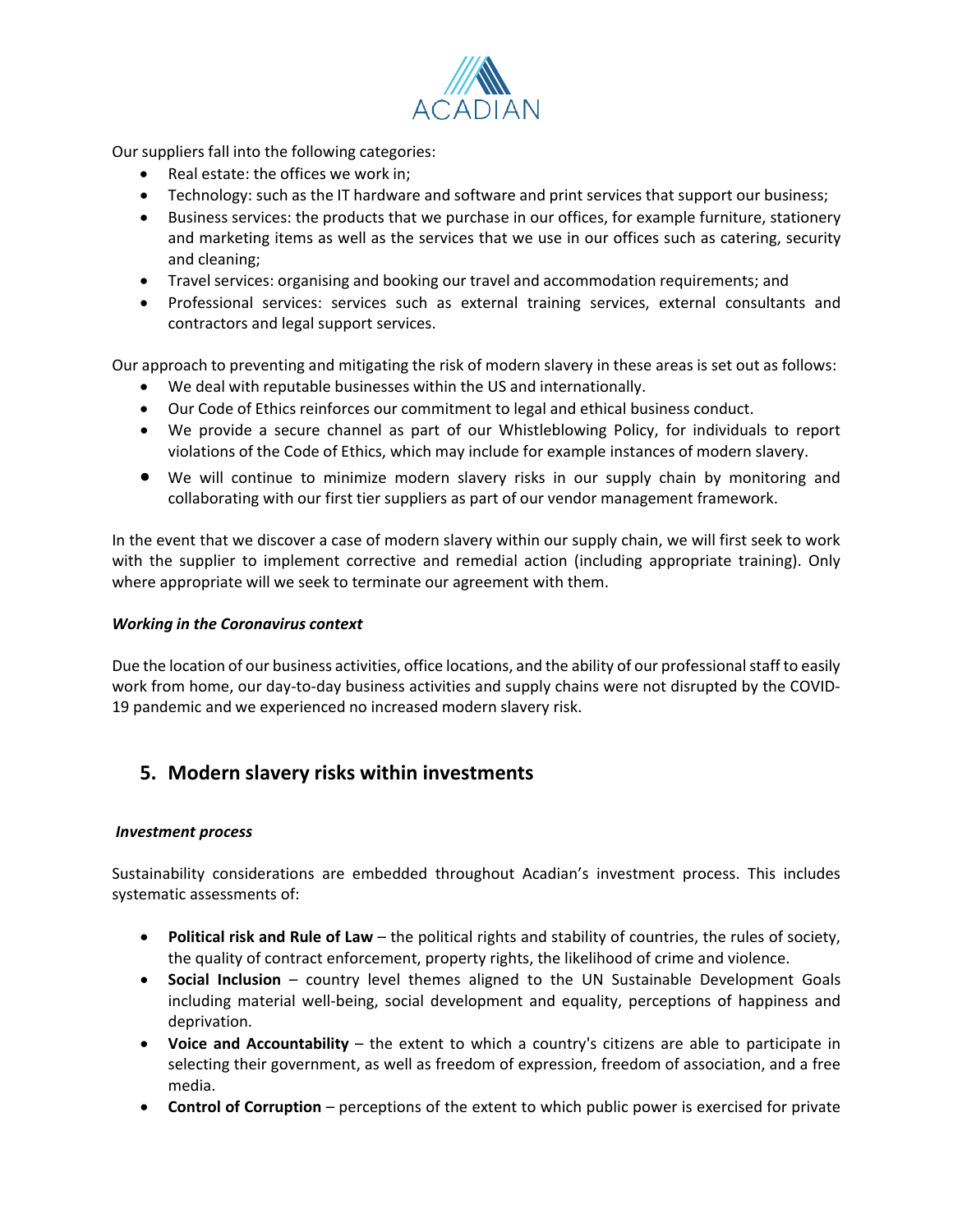Our suppliers fall into the following categories:

- Real estate: the offices we work in;
- Technology: such as the IT hardware and software and print services that support our business;
- Business services: the products that we purchase in our offices, for example furniture, stationery and marketing items as well as the services that we use in our offices such as catering, security and cleaning;
- Travel services: organising and booking our travel and accommodation requirements; and
- Professional services: services such as external training services, external consultants and contractors and legal support services.

Our approach to preventing and mitigating the risk of modern slavery in these areas is set out as follows:

- We deal with reputable businesses within the US and internationally.
- Our Code of Ethics reinforces our commitment to legal and ethical business conduct.
- We provide a secure channel as part of our Whistleblowing Policy, for individuals to report violations of the Code of Ethics, which may include for example instances of modern slavery.
- We will continue to minimize modern slavery risks in our supply chain by monitoring and collaborating with our first tier suppliers as part of our vendor management framework.

In the event that we discover a case of modern slavery within our supply chain, we will first seek to work with the supplier to implement corrective and remedial action (including appropriate training). Only where appropriate will we seek to terminate our agreement with them.

***Working in the Coronavirus context***

Due the location of our business activities, office locations, and the ability of our professional staff to easily work from home, our day-to-day business activities and supply chains were not disrupted by the COVID-19 pandemic and we experienced no increased modern slavery risk.

## 5. Modern slavery risks within investments

***Investment process***

Sustainability considerations are embedded throughout Acadian's investment process. This includes systematic assessments of:

- **Political risk and Rule of Law** – the political rights and stability of countries, the rules of society, the quality of contract enforcement, property rights, the likelihood of crime and violence.
- **Social Inclusion** – country level themes aligned to the UN Sustainable Development Goals including material well-being, social development and equality, perceptions of happiness and deprivation.
- **Voice and Accountability** – the extent to which a country's citizens are able to participate in selecting their government, as well as freedom of expression, freedom of association, and a free media.
- **Control of Corruption** – perceptions of the extent to which public power is exercised for private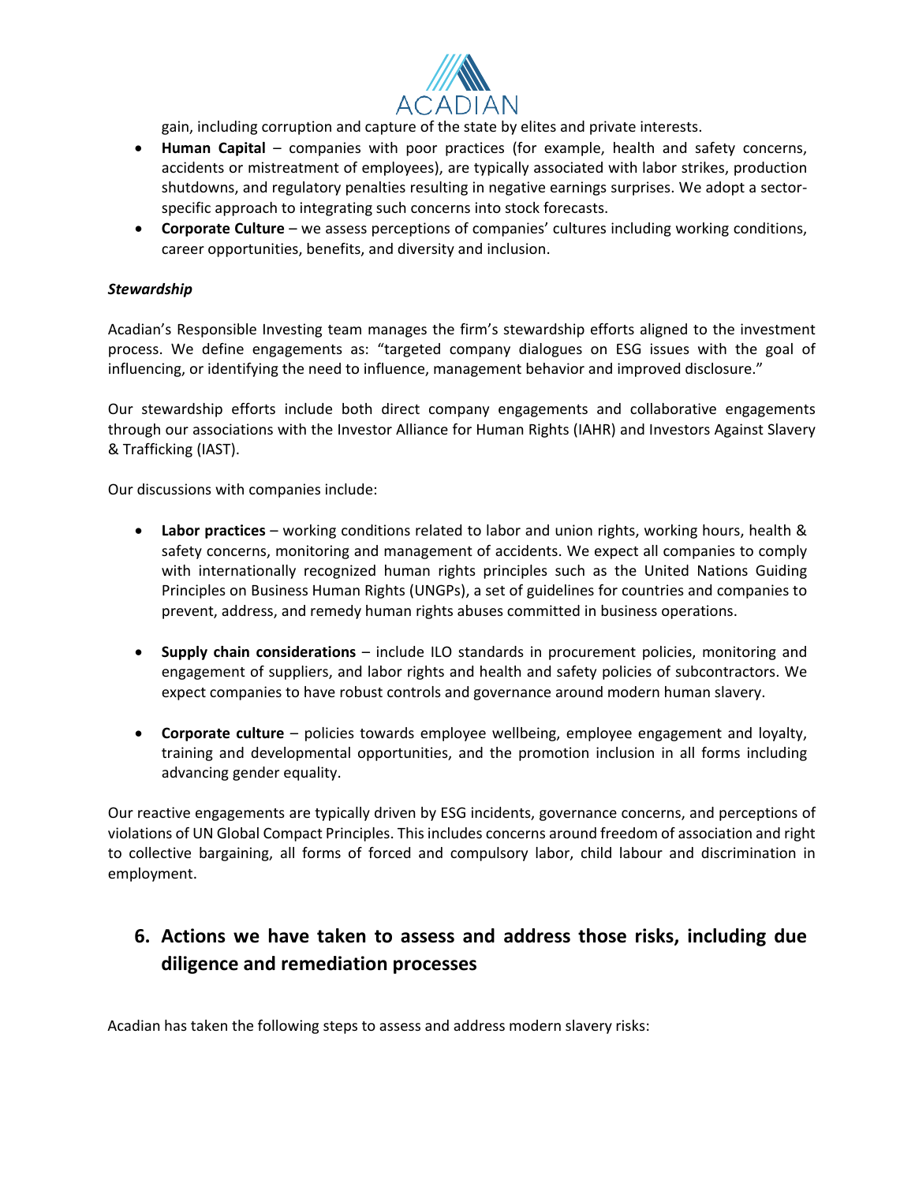gain, including corruption and capture of the state by elites and private interests.

- **Human Capital** – companies with poor practices (for example, health and safety concerns, accidents or mistreatment of employees), are typically associated with labor strikes, production shutdowns, and regulatory penalties resulting in negative earnings surprises. We adopt a sector-specific approach to integrating such concerns into stock forecasts.
- **Corporate Culture** – we assess perceptions of companies' cultures including working conditions, career opportunities, benefits, and diversity and inclusion.

***Stewardship***

Acadian's Responsible Investing team manages the firm's stewardship efforts aligned to the investment process. We define engagements as: "targeted company dialogues on ESG issues with the goal of influencing, or identifying the need to influence, management behavior and improved disclosure."

Our stewardship efforts include both direct company engagements and collaborative engagements through our associations with the Investor Alliance for Human Rights (IAHR) and Investors Against Slavery & Trafficking (IAST).

Our discussions with companies include:

- **Labor practices** – working conditions related to labor and union rights, working hours, health & safety concerns, monitoring and management of accidents. We expect all companies to comply with internationally recognized human rights principles such as the United Nations Guiding Principles on Business Human Rights (UNGPs), a set of guidelines for countries and companies to prevent, address, and remedy human rights abuses committed in business operations.

- **Supply chain considerations** – include ILO standards in procurement policies, monitoring and engagement of suppliers, and labor rights and health and safety policies of subcontractors. We expect companies to have robust controls and governance around modern human slavery.

- **Corporate culture** – policies towards employee wellbeing, employee engagement and loyalty, training and developmental opportunities, and the promotion inclusion in all forms including advancing gender equality.

Our reactive engagements are typically driven by ESG incidents, governance concerns, and perceptions of violations of UN Global Compact Principles. This includes concerns around freedom of association and right to collective bargaining, all forms of forced and compulsory labor, child labour and discrimination in employment.

## 6. Actions we have taken to assess and address those risks, including due diligence and remediation processes

Acadian has taken the following steps to assess and address modern slavery risks: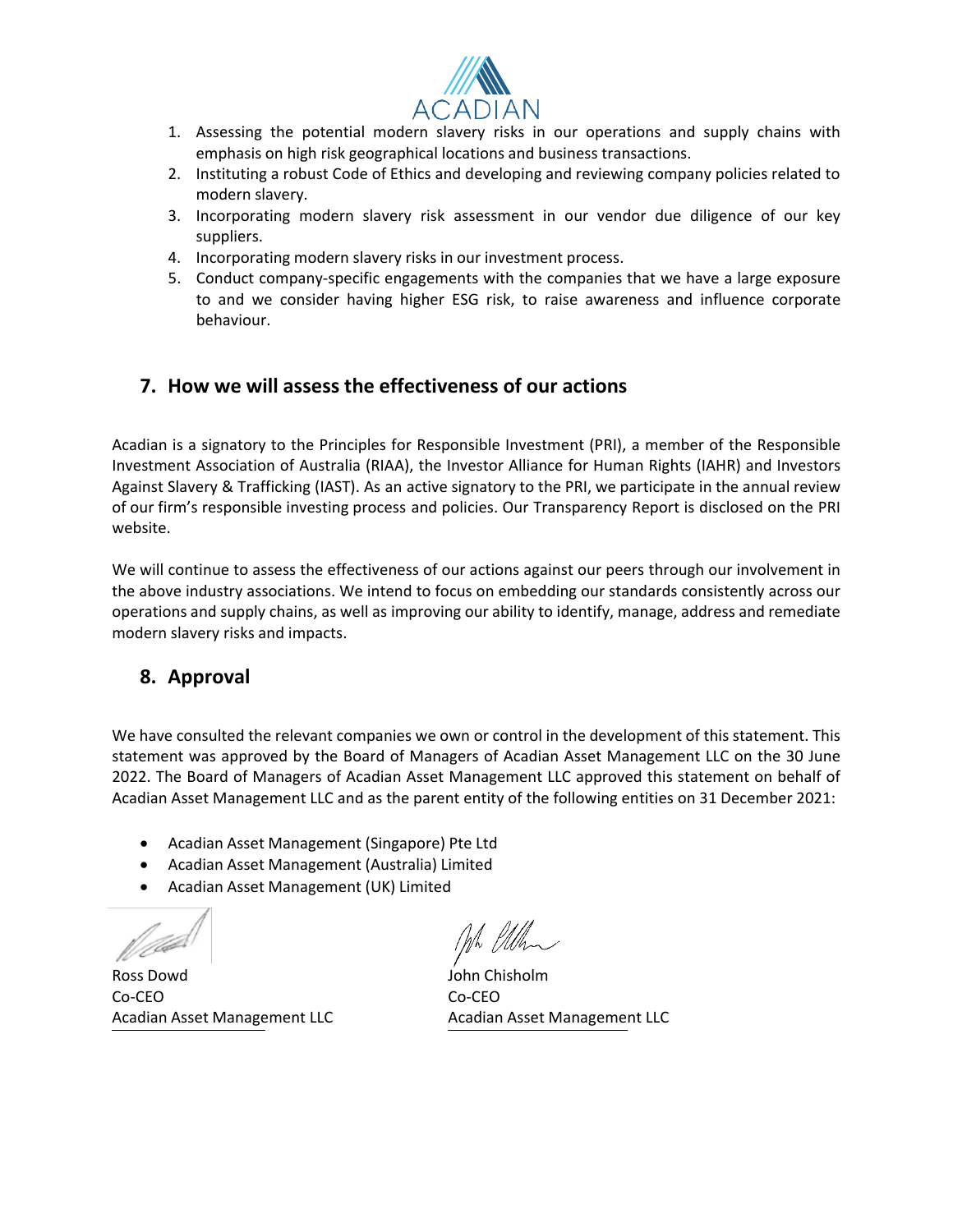1. Assessing the potential modern slavery risks in our operations and supply chains with emphasis on high risk geographical locations and business transactions.
2. Instituting a robust Code of Ethics and developing and reviewing company policies related to modern slavery.
3. Incorporating modern slavery risk assessment in our vendor due diligence of our key suppliers.
4. Incorporating modern slavery risks in our investment process.
5. Conduct company-specific engagements with the companies that we have a large exposure to and we consider having higher ESG risk, to raise awareness and influence corporate behaviour.

## 7. How we will assess the effectiveness of our actions

Acadian is a signatory to the Principles for Responsible Investment (PRI), a member of the Responsible Investment Association of Australia (RIAA), the Investor Alliance for Human Rights (IAHR) and Investors Against Slavery & Trafficking (IAST). As an active signatory to the PRI, we participate in the annual review of our firm's responsible investing process and policies. Our Transparency Report is disclosed on the PRI website.

We will continue to assess the effectiveness of our actions against our peers through our involvement in the above industry associations. We intend to focus on embedding our standards consistently across our operations and supply chains, as well as improving our ability to identify, manage, address and remediate modern slavery risks and impacts.

## 8. Approval

We have consulted the relevant companies we own or control in the development of this statement. This statement was approved by the Board of Managers of Acadian Asset Management LLC on the 30 June 2022. The Board of Managers of Acadian Asset Management LLC approved this statement on behalf of Acadian Asset Management LLC and as the parent entity of the following entities on 31 December 2021:

- Acadian Asset Management (Singapore) Pte Ltd
- Acadian Asset Management (Australia) Limited
- Acadian Asset Management (UK) Limited

Ross Dowd
Co-CEO
Acadian Asset Management LLC

John Chisholm
Co-CEO
Acadian Asset Management LLC